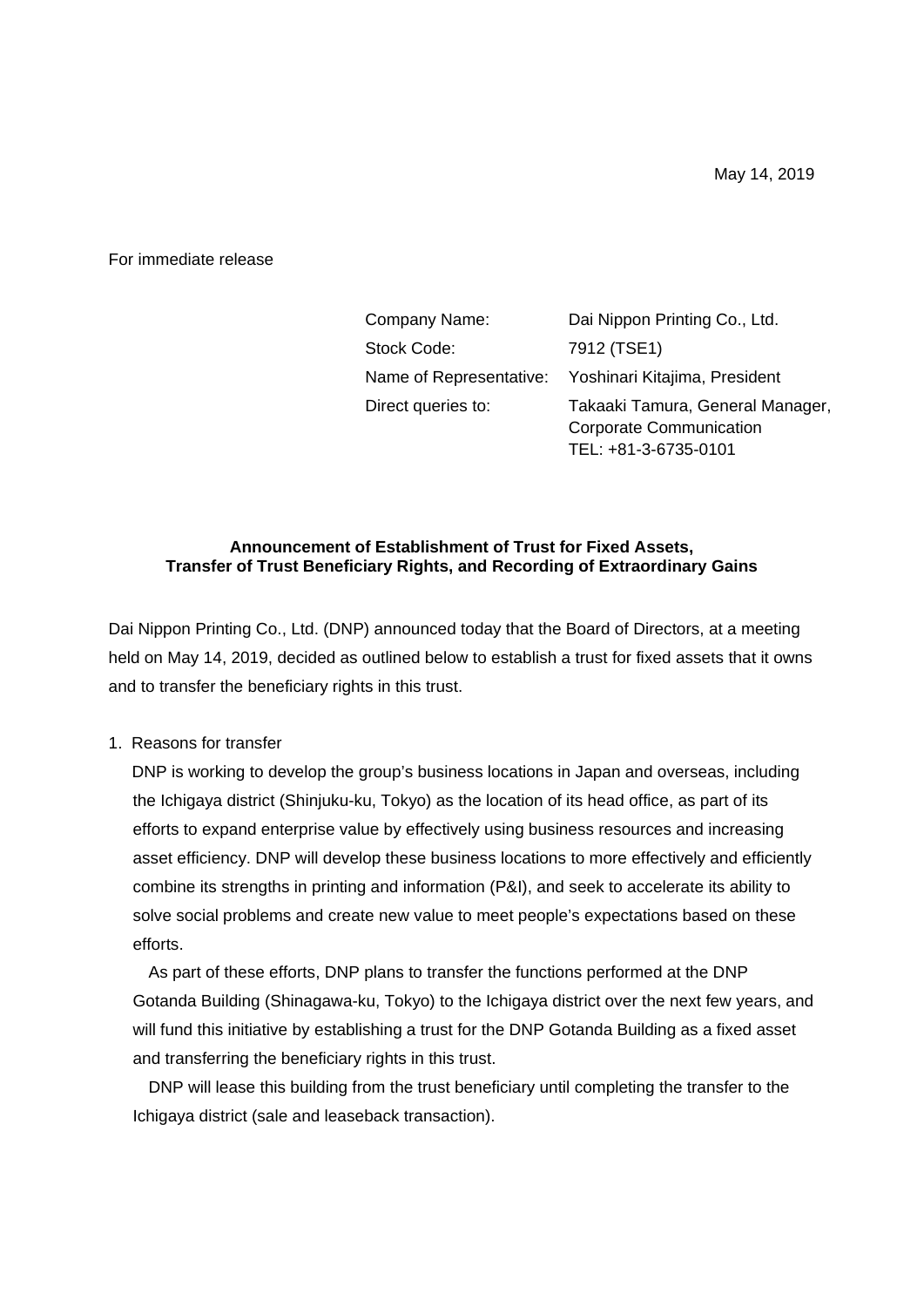May 14, 2019

For immediate release

| | |
|---|---|
| Company Name: | Dai Nippon Printing Co., Ltd. |
| Stock Code: | 7912 (TSE1) |
| Name of Representative: | Yoshinari Kitajima, President |
| Direct queries to: | Takaaki Tamura, General Manager, Corporate Communication<br>TEL: +81-3-6735-0101 |

**Announcement of Establishment of Trust for Fixed Assets, Transfer of Trust Beneficiary Rights, and Recording of Extraordinary Gains**

Dai Nippon Printing Co., Ltd. (DNP) announced today that the Board of Directors, at a meeting held on May 14, 2019, decided as outlined below to establish a trust for fixed assets that it owns and to transfer the beneficiary rights in this trust.

1. Reasons for transfer

DNP is working to develop the group's business locations in Japan and overseas, including the Ichigaya district (Shinjuku-ku, Tokyo) as the location of its head office, as part of its efforts to expand enterprise value by effectively using business resources and increasing asset efficiency. DNP will develop these business locations to more effectively and efficiently combine its strengths in printing and information (P&I), and seek to accelerate its ability to solve social problems and create new value to meet people's expectations based on these efforts.

As part of these efforts, DNP plans to transfer the functions performed at the DNP Gotanda Building (Shinagawa-ku, Tokyo) to the Ichigaya district over the next few years, and will fund this initiative by establishing a trust for the DNP Gotanda Building as a fixed asset and transferring the beneficiary rights in this trust.

DNP will lease this building from the trust beneficiary until completing the transfer to the Ichigaya district (sale and leaseback transaction).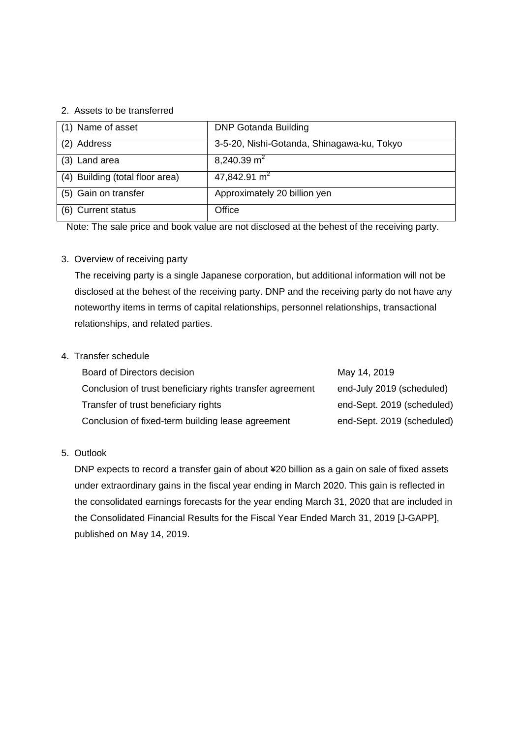2. Assets to be transferred

| | |
|---|---|
| (1) Name of asset | DNP Gotanda Building |
| (2) Address | 3-5-20, Nishi-Gotanda, Shinagawa-ku, Tokyo |
| (3) Land area | 8,240.39 $m^2$ |
| (4) Building (total floor area) | 47,842.91 $m^2$ |
| (5) Gain on transfer | Approximately 20 billion yen |
| (6) Current status | Office |

Note: The sale price and book value are not disclosed at the behest of the receiving party.

3. Overview of receiving party

The receiving party is a single Japanese corporation, but additional information will not be disclosed at the behest of the receiving party. DNP and the receiving party do not have any noteworthy items in terms of capital relationships, personnel relationships, transactional relationships, and related parties.

4. Transfer schedule

| | |
|---|---|
| Board of Directors decision | May 14, 2019 |
| Conclusion of trust beneficiary rights transfer agreement | end-July 2019 (scheduled) |
| Transfer of trust beneficiary rights | end-Sept. 2019 (scheduled) |
| Conclusion of fixed-term building lease agreement | end-Sept. 2019 (scheduled) |

5. Outlook

DNP expects to record a transfer gain of about ¥20 billion as a gain on sale of fixed assets under extraordinary gains in the fiscal year ending in March 2020. This gain is reflected in the consolidated earnings forecasts for the year ending March 31, 2020 that are included in the Consolidated Financial Results for the Fiscal Year Ended March 31, 2019 [J-GAPP], published on May 14, 2019.